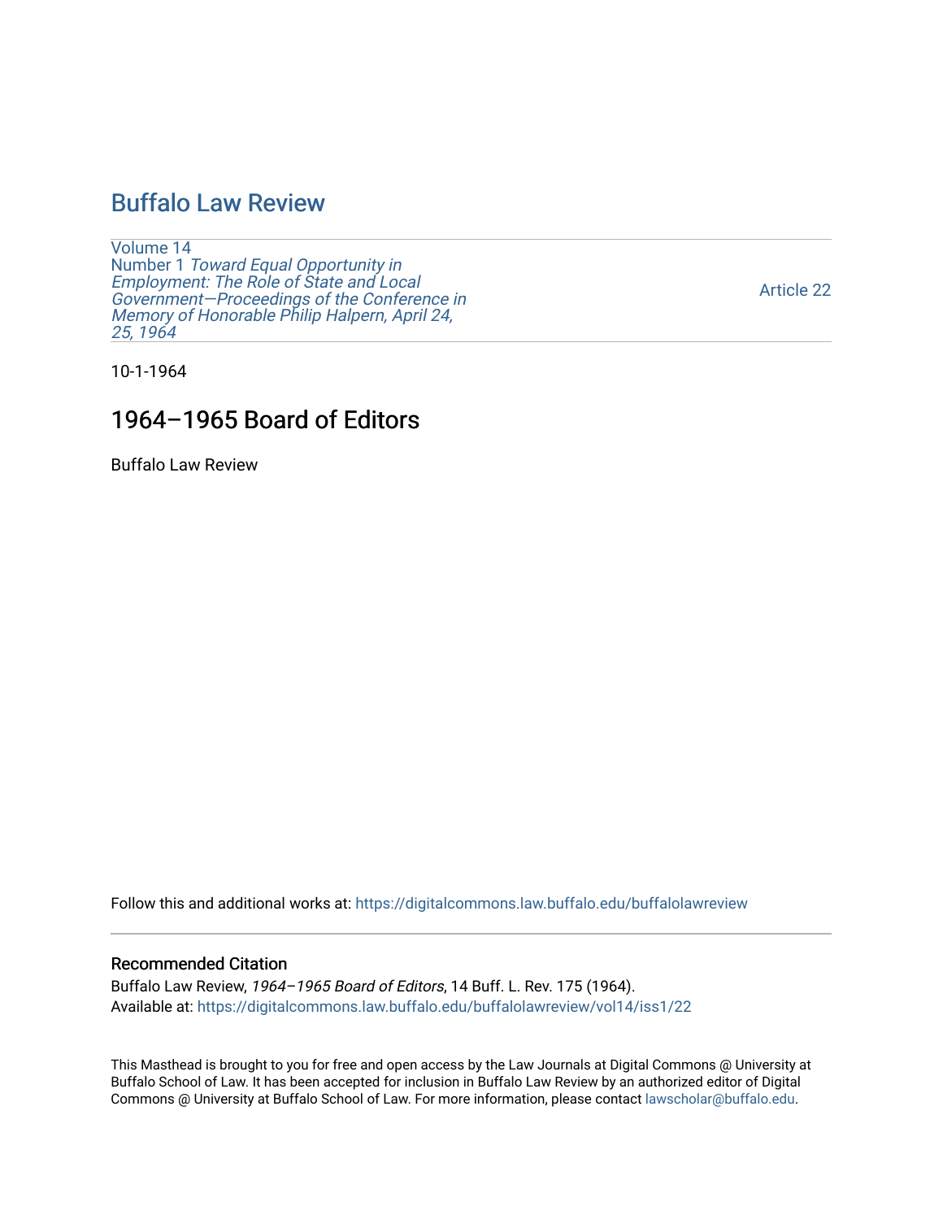# Buffalo Law Review

Volume 14
Number 1 *Toward Equal Opportunity in Employment: The Role of State and Local Government—Proceedings of the Conference in Memory of Honorable Philip Halpern, April 24, 25, 1964*

Article 22

10-1-1964

## 1964–1965 Board of Editors

Buffalo Law Review

Follow this and additional works at: https://digitalcommons.law.buffalo.edu/buffalolawreview

### Recommended Citation

Buffalo Law Review, *1964–1965 Board of Editors*, 14 Buff. L. Rev. 175 (1964).
Available at: https://digitalcommons.law.buffalo.edu/buffalolawreview/vol14/iss1/22

This Masthead is brought to you for free and open access by the Law Journals at Digital Commons @ University at Buffalo School of Law. It has been accepted for inclusion in Buffalo Law Review by an authorized editor of Digital Commons @ University at Buffalo School of Law. For more information, please contact lawscholar@buffalo.edu.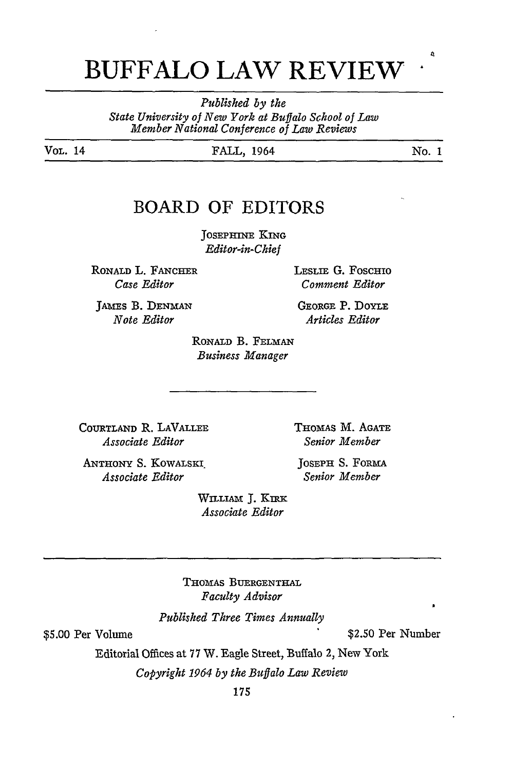# BUFFALO LAW REVIEW

*Published by the*
*State University of New York at Buffalo School of Law*
*Member National Conference of Law Reviews*

VOL. 14 — FALL, 1964 — No. 1

## BOARD OF EDITORS

JOSEPHINE KING
*Editor-in-Chief*

RONALD L. FANCHER
*Case Editor*

LESLIE G. FOSCHIO
*Comment Editor*

JAMES B. DENMAN
*Note Editor*

GEORGE P. DOYLE
*Articles Editor*

RONALD B. FELMAN
*Business Manager*

---

COURTLAND R. LAVALLEE
*Associate Editor*

THOMAS M. AGATE
*Senior Member*

ANTHONY S. KOWALSKI
*Associate Editor*

JOSEPH S. FORMA
*Senior Member*

WILLIAM J. KIRK
*Associate Editor*

---

THOMAS BUERGENTHAL
*Faculty Advisor*

*Published Three Times Annually*

$5.00 Per Volume — $2.50 Per Number

Editorial Offices at 77 W. Eagle Street, Buffalo 2, New York

*Copyright 1964 by the Buffalo Law Review*